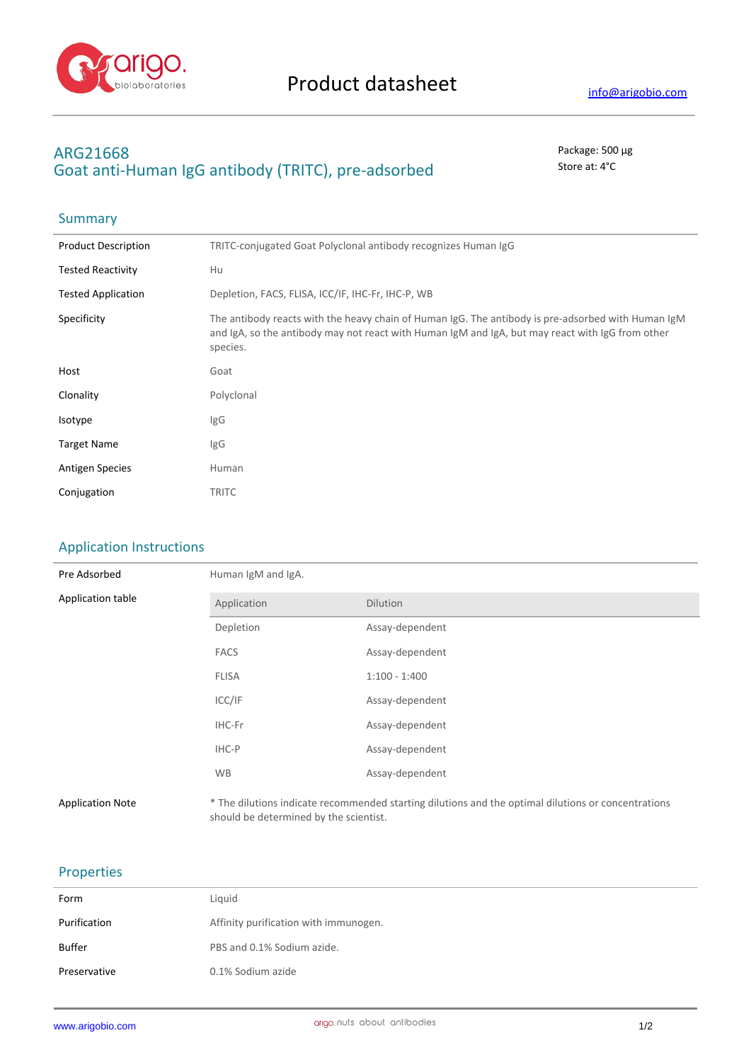# Product datasheet

info@arigobio.com

## ARG21668
## Goat anti-Human IgG antibody (TRITC), pre-adsorbed

Package: 500 μg
Store at: 4°C

### Summary

| | |
|---|---|
| Product Description | TRITC-conjugated Goat Polyclonal antibody recognizes Human IgG |
| Tested Reactivity | Hu |
| Tested Application | Depletion, FACS, FLISA, ICC/IF, IHC-Fr, IHC-P, WB |
| Specificity | The antibody reacts with the heavy chain of Human IgG. The antibody is pre-adsorbed with Human IgM and IgA, so the antibody may not react with Human IgM and IgA, but may react with IgG from other species. |
| Host | Goat |
| Clonality | Polyclonal |
| Isotype | IgG |
| Target Name | IgG |
| Antigen Species | Human |
| Conjugation | TRITC |

### Application Instructions

Pre Adsorbed: Human IgM and IgA.

Application table

| Application | Dilution |
|---|---|
| Depletion | Assay-dependent |
| FACS | Assay-dependent |
| FLISA | 1:100 - 1:400 |
| ICC/IF | Assay-dependent |
| IHC-Fr | Assay-dependent |
| IHC-P | Assay-dependent |
| WB | Assay-dependent |

Application Note: * The dilutions indicate recommended starting dilutions and the optimal dilutions or concentrations should be determined by the scientist.

### Properties

| | |
|---|---|
| Form | Liquid |
| Purification | Affinity purification with immunogen. |
| Buffer | PBS and 0.1% Sodium azide. |
| Preservative | 0.1% Sodium azide |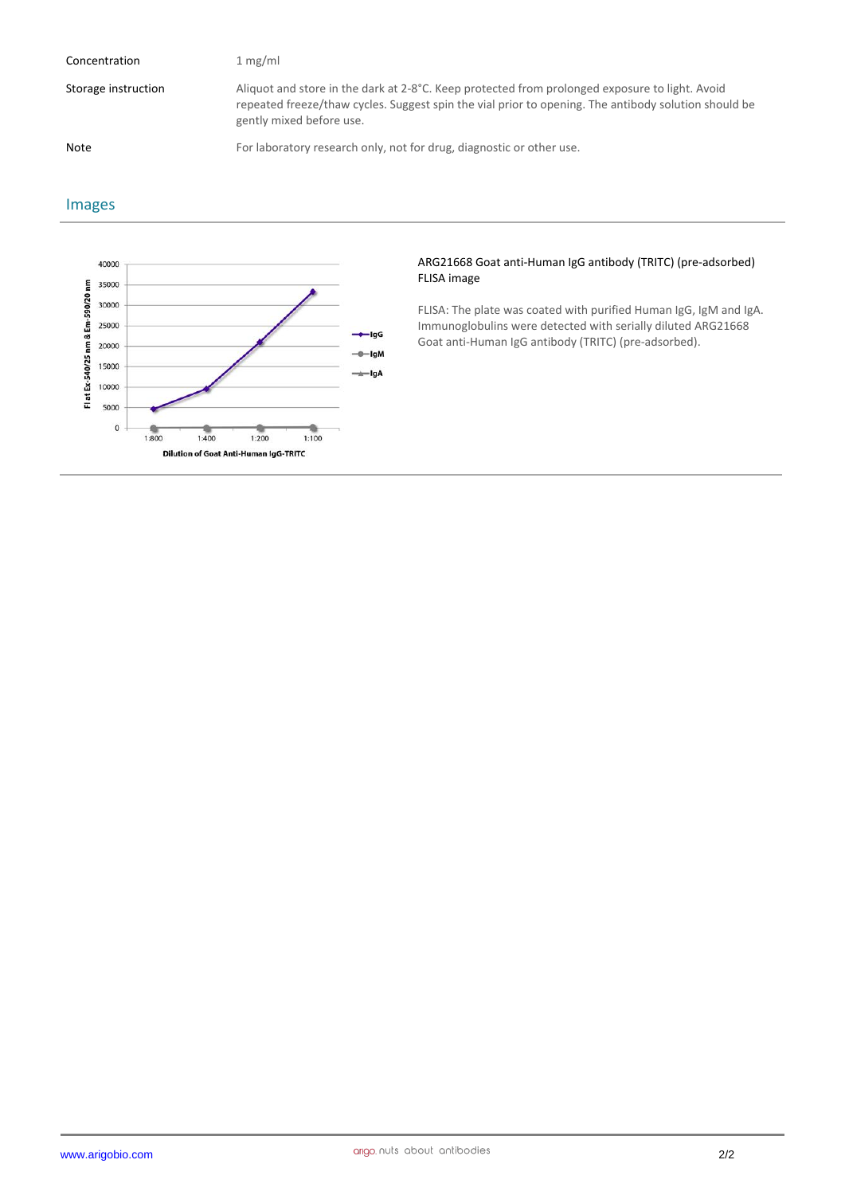| | |
|---|---|
| Concentration | 1 mg/ml |
| Storage instruction | Aliquot and store in the dark at 2-8°C. Keep protected from prolonged exposure to light. Avoid repeated freeze/thaw cycles. Suggest spin the vial prior to opening. The antibody solution should be gently mixed before use. |
| Note | For laboratory research only, not for drug, diagnostic or other use. |

## Images

40000
35000
30000
25000
20000
15000
10000
5000
0

Flat Ex-540/25 nm & Em-590/20 nm

1:800
1:400
1:200
1:100

Dilution of Goat Anti-Human IgG-TRITC

IgG
IgM
IgA

ARG21668 Goat anti-Human IgG antibody (TRITC) (pre-adsorbed) FLISA image

FLISA: The plate was coated with purified Human IgG, IgM and IgA. Immunoglobulins were detected with serially diluted ARG21668 Goat anti-Human IgG antibody (TRITC) (pre-adsorbed).